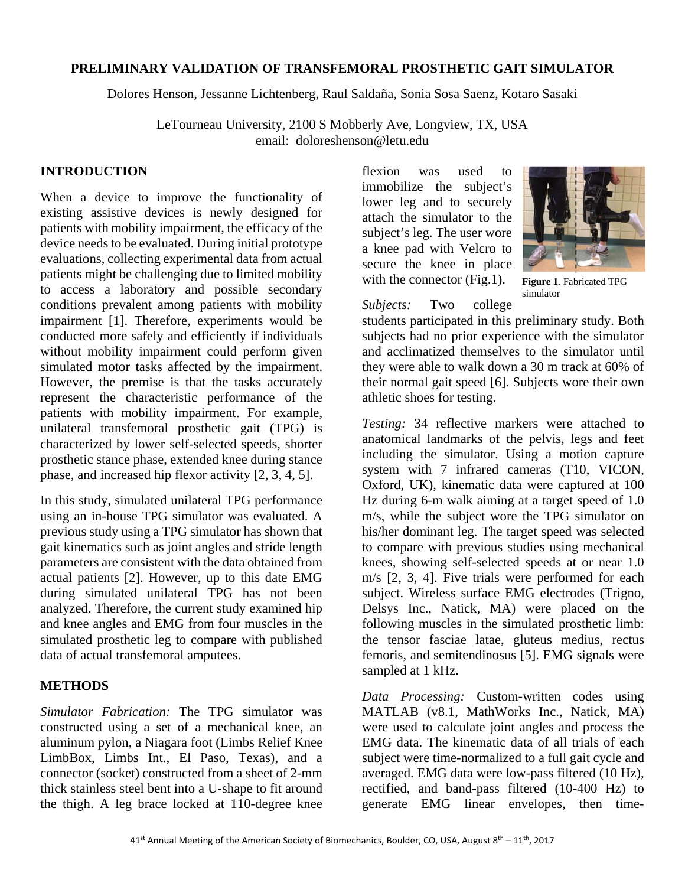# PRELIMINARY VALIDATION OF TRANSFEMORAL PROSTHETIC GAIT SIMULATOR

Dolores Henson, Jessanne Lichtenberg, Raul Saldaña, Sonia Sosa Saenz, Kotaro Sasaki

LeTourneau University, 2100 S Mobberly Ave, Longview, TX, USA
email: doloreshenson@letu.edu

## INTRODUCTION

When a device to improve the functionality of existing assistive devices is newly designed for patients with mobility impairment, the efficacy of the device needs to be evaluated. During initial prototype evaluations, collecting experimental data from actual patients might be challenging due to limited mobility to access a laboratory and possible secondary conditions prevalent among patients with mobility impairment [1]. Therefore, experiments would be conducted more safely and efficiently if individuals without mobility impairment could perform given simulated motor tasks affected by the impairment. However, the premise is that the tasks accurately represent the characteristic performance of the patients with mobility impairment. For example, unilateral transfemoral prosthetic gait (TPG) is characterized by lower self-selected speeds, shorter prosthetic stance phase, extended knee during stance phase, and increased hip flexor activity [2, 3, 4, 5].

In this study, simulated unilateral TPG performance using an in-house TPG simulator was evaluated. A previous study using a TPG simulator has shown that gait kinematics such as joint angles and stride length parameters are consistent with the data obtained from actual patients [2]. However, up to this date EMG during simulated unilateral TPG has not been analyzed. Therefore, the current study examined hip and knee angles and EMG from four muscles in the simulated prosthetic leg to compare with published data of actual transfemoral amputees.

## METHODS

*Simulator Fabrication:* The TPG simulator was constructed using a set of a mechanical knee, an aluminum pylon, a Niagara foot (Limbs Relief Knee LimbBox, Limbs Int., El Paso, Texas), and a connector (socket) constructed from a sheet of 2-mm thick stainless steel bent into a U-shape to fit around the thigh. A leg brace locked at 110-degree knee flexion was used to immobilize the subject's lower leg and to securely attach the simulator to the subject's leg. The user wore a knee pad with Velcro to secure the knee in place with the connector (Fig.1).

**Figure 1**. Fabricated TPG simulator

*Subjects:* Two college students participated in this preliminary study. Both subjects had no prior experience with the simulator and acclimatized themselves to the simulator until they were able to walk down a 30 m track at 60% of their normal gait speed [6]. Subjects wore their own athletic shoes for testing.

*Testing:* 34 reflective markers were attached to anatomical landmarks of the pelvis, legs and feet including the simulator. Using a motion capture system with 7 infrared cameras (T10, VICON, Oxford, UK), kinematic data were captured at 100 Hz during 6-m walk aiming at a target speed of 1.0 m/s, while the subject wore the TPG simulator on his/her dominant leg. The target speed was selected to compare with previous studies using mechanical knees, showing self-selected speeds at or near 1.0 m/s [2, 3, 4]. Five trials were performed for each subject. Wireless surface EMG electrodes (Trigno, Delsys Inc., Natick, MA) were placed on the following muscles in the simulated prosthetic limb: the tensor fasciae latae, gluteus medius, rectus femoris, and semitendinosus [5]. EMG signals were sampled at 1 kHz.

*Data Processing:* Custom-written codes using MATLAB (v8.1, MathWorks Inc., Natick, MA) were used to calculate joint angles and process the EMG data. The kinematic data of all trials of each subject were time-normalized to a full gait cycle and averaged. EMG data were low-pass filtered (10 Hz), rectified, and band-pass filtered (10-400 Hz) to generate EMG linear envelopes, then time-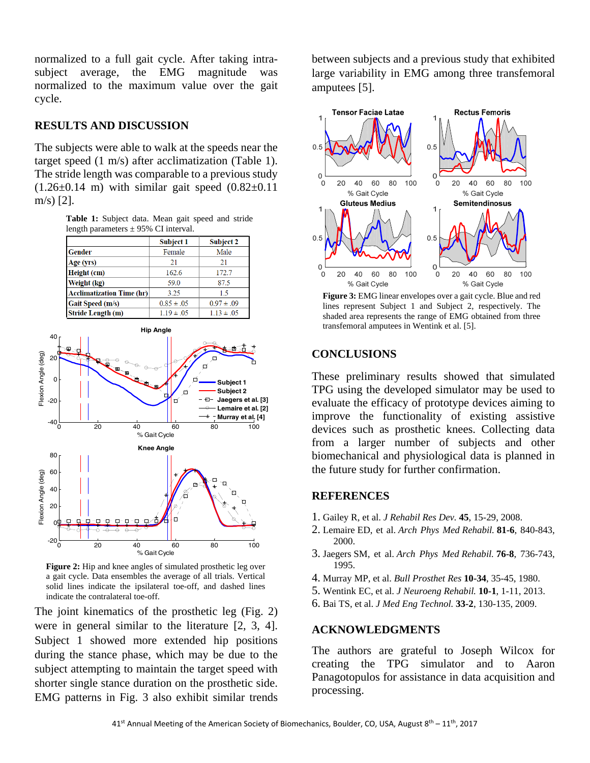normalized to a full gait cycle. After taking intra-subject average, the EMG magnitude was normalized to the maximum value over the gait cycle.

## RESULTS AND DISCUSSION

The subjects were able to walk at the speeds near the target speed (1 m/s) after acclimatization (Table 1). The stride length was comparable to a previous study (1.26±0.14 m) with similar gait speed (0.82±0.11 m/s) [2].

**Table 1:** Subject data. Mean gait speed and stride length parameters ± 95% CI interval.

| | Subject 1 | Subject 2 |
|---|---|---|
| **Gender** | Female | Male |
| **Age (yrs)** | 21 | 21 |
| **Height (cm)** | 162.6 | 172.7 |
| **Weight (kg)** | 59.0 | 87.5 |
| **Acclimatization Time (hr)** | 3.25 | 1.5 |
| **Gait Speed (m/s)** | 0.85 ± .05 | 0.97 ± .09 |
| **Stride Length (m)** | 1.19 ± .05 | 1.13 ± .05 |

Hip Angle

Flexion Angle (deg)

% Gait Cycle

Subject 1
Subject 2
Jaegers et al. [3]
Lemaire et al. [2]
Murray et al. [4]

Knee Angle

Flexion Angle (deg)

% Gait Cycle

**Figure 2:** Hip and knee angles of simulated prosthetic leg over a gait cycle. Data ensembles the average of all trials. Vertical solid lines indicate the ipsilateral toe-off, and dashed lines indicate the contralateral toe-off.

The joint kinematics of the prosthetic leg (Fig. 2) were in general similar to the literature [2, 3, 4]. Subject 1 showed more extended hip positions during the stance phase, which may be due to the subject attempting to maintain the target speed with shorter single stance duration on the prosthetic side. EMG patterns in Fig. 3 also exhibit similar trends between subjects and a previous study that exhibited large variability in EMG among three transfemoral amputees [5].

Tensor Faciae Latae

Rectus Femoris

Gluteus Medius

Semitendinosus

% Gait Cycle

**Figure 3:** EMG linear envelopes over a gait cycle. Blue and red lines represent Subject 1 and Subject 2, respectively. The shaded area represents the range of EMG obtained from three transfemoral amputees in Wentink et al. [5].

## CONCLUSIONS

These preliminary results showed that simulated TPG using the developed simulator may be used to evaluate the efficacy of prototype devices aiming to improve the functionality of existing assistive devices such as prosthetic knees. Collecting data from a larger number of subjects and other biomechanical and physiological data is planned in the future study for further confirmation.

## REFERENCES

1. Gailey R, et al. *J Rehabil Res Dev.* **45**, 15-29, 2008.
2. Lemaire ED, et al. *Arch Phys Med Rehabil.* **81-6**, 840-843, 2000.
3. Jaegers SM, et al. *Arch Phys Med Rehabil.* **76-8**, 736-743, 1995.
4. Murray MP, et al. *Bull Prosthet Res* **10-34**, 35-45, 1980.
5. Wentink EC, et al. *J Neuroeng Rehabil.* **10-1**, 1-11, 2013.
6. Bai TS, et al. *J Med Eng Technol.* **33-2**, 130-135, 2009.

## ACKNOWLEDGMENTS

The authors are grateful to Joseph Wilcox for creating the TPG simulator and to Aaron Panagotopulos for assistance in data acquisition and processing.